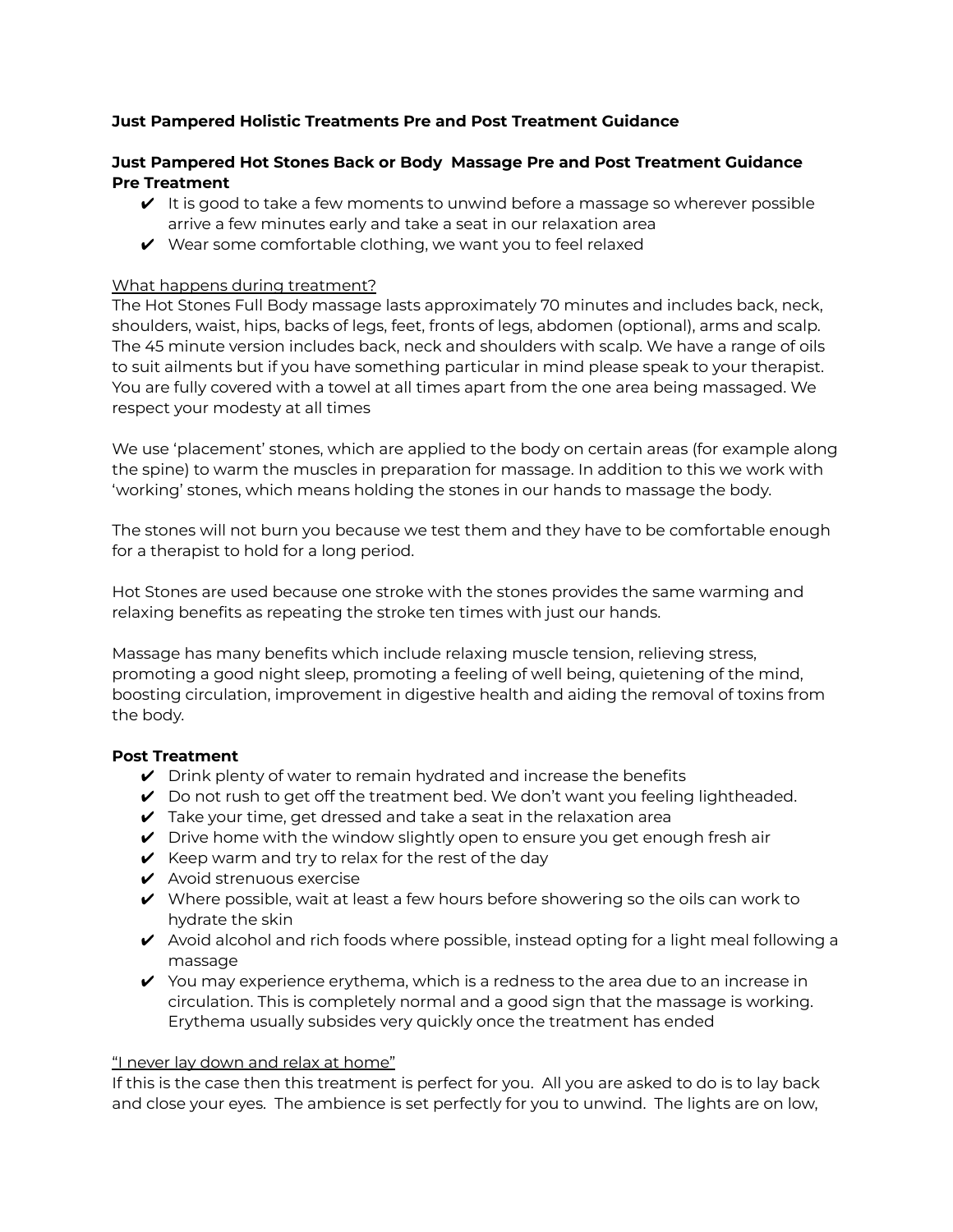**Just Pampered Holistic Treatments Pre and Post Treatment Guidance**

**Just Pampered Hot Stones Back or Body Massage Pre and Post Treatment Guidance**
**Pre Treatment**

- ✔ It is good to take a few moments to unwind before a massage so wherever possible arrive a few minutes early and take a seat in our relaxation area
- ✔ Wear some comfortable clothing, we want you to feel relaxed

<u>What happens during treatment?</u>

The Hot Stones Full Body massage lasts approximately 70 minutes and includes back, neck, shoulders, waist, hips, backs of legs, feet, fronts of legs, abdomen (optional), arms and scalp. The 45 minute version includes back, neck and shoulders with scalp. We have a range of oils to suit ailments but if you have something particular in mind please speak to your therapist. You are fully covered with a towel at all times apart from the one area being massaged. We respect your modesty at all times

We use 'placement' stones, which are applied to the body on certain areas (for example along the spine) to warm the muscles in preparation for massage. In addition to this we work with 'working' stones, which means holding the stones in our hands to massage the body.

The stones will not burn you because we test them and they have to be comfortable enough for a therapist to hold for a long period.

Hot Stones are used because one stroke with the stones provides the same warming and relaxing benefits as repeating the stroke ten times with just our hands.

Massage has many benefits which include relaxing muscle tension, relieving stress, promoting a good night sleep, promoting a feeling of well being, quietening of the mind, boosting circulation, improvement in digestive health and aiding the removal of toxins from the body.

**Post Treatment**

- ✔ Drink plenty of water to remain hydrated and increase the benefits
- ✔ Do not rush to get off the treatment bed. We don't want you feeling lightheaded.
- ✔ Take your time, get dressed and take a seat in the relaxation area
- ✔ Drive home with the window slightly open to ensure you get enough fresh air
- ✔ Keep warm and try to relax for the rest of the day
- ✔ Avoid strenuous exercise
- ✔ Where possible, wait at least a few hours before showering so the oils can work to hydrate the skin
- ✔ Avoid alcohol and rich foods where possible, instead opting for a light meal following a massage
- ✔ You may experience erythema, which is a redness to the area due to an increase in circulation. This is completely normal and a good sign that the massage is working. Erythema usually subsides very quickly once the treatment has ended

<u>"I never lay down and relax at home"</u>

If this is the case then this treatment is perfect for you. All you are asked to do is to lay back and close your eyes. The ambience is set perfectly for you to unwind. The lights are on low,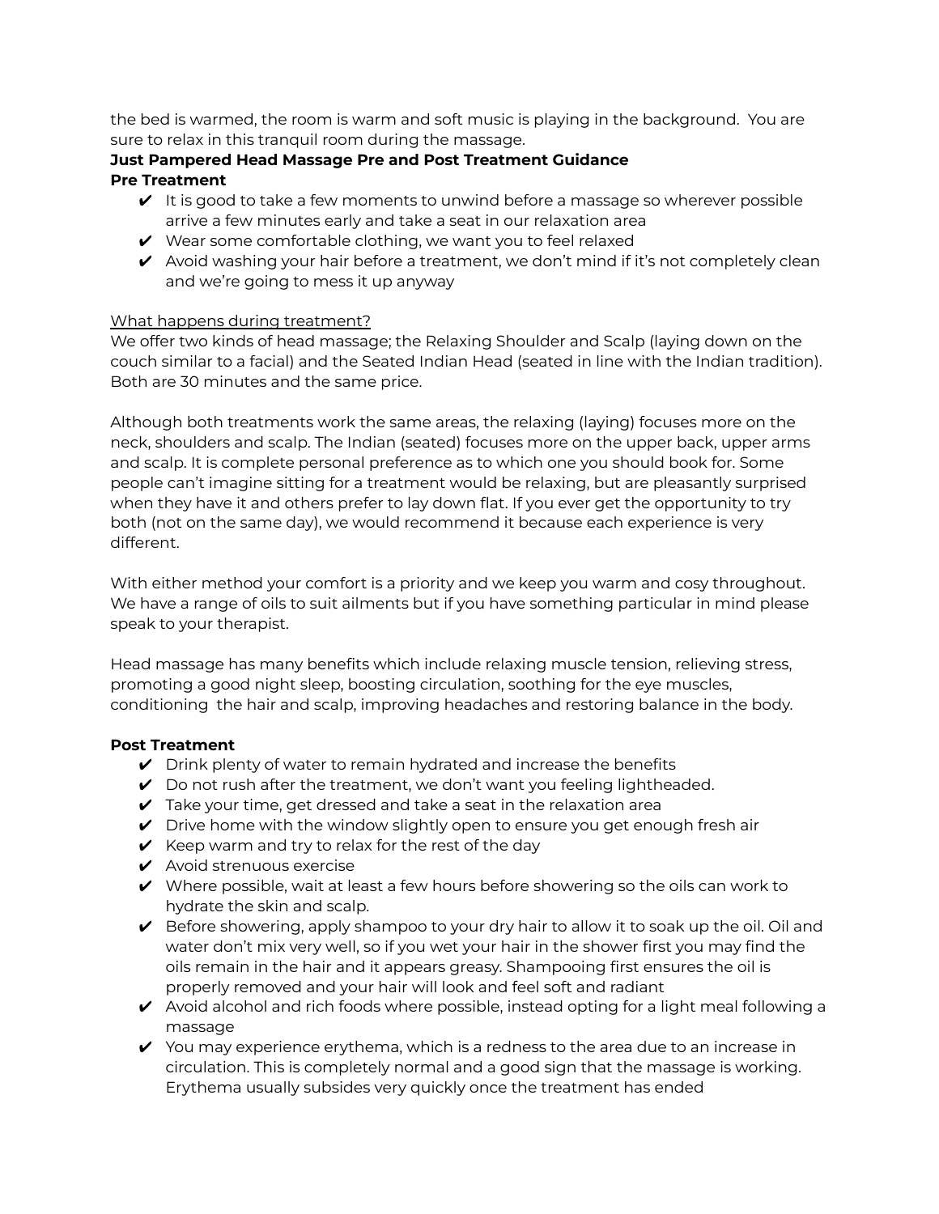the bed is warmed, the room is warm and soft music is playing in the background. You are sure to relax in this tranquil room during the massage.

**Just Pampered Head Massage Pre and Post Treatment Guidance**

**Pre Treatment**

- ✔ It is good to take a few moments to unwind before a massage so wherever possible arrive a few minutes early and take a seat in our relaxation area
- ✔ Wear some comfortable clothing, we want you to feel relaxed
- ✔ Avoid washing your hair before a treatment, we don't mind if it's not completely clean and we're going to mess it up anyway

What happens during treatment?

We offer two kinds of head massage; the Relaxing Shoulder and Scalp (laying down on the couch similar to a facial) and the Seated Indian Head (seated in line with the Indian tradition). Both are 30 minutes and the same price.

Although both treatments work the same areas, the relaxing (laying) focuses more on the neck, shoulders and scalp. The Indian (seated) focuses more on the upper back, upper arms and scalp. It is complete personal preference as to which one you should book for. Some people can't imagine sitting for a treatment would be relaxing, but are pleasantly surprised when they have it and others prefer to lay down flat. If you ever get the opportunity to try both (not on the same day), we would recommend it because each experience is very different.

With either method your comfort is a priority and we keep you warm and cosy throughout. We have a range of oils to suit ailments but if you have something particular in mind please speak to your therapist.

Head massage has many benefits which include relaxing muscle tension, relieving stress, promoting a good night sleep, boosting circulation, soothing for the eye muscles, conditioning the hair and scalp, improving headaches and restoring balance in the body.

**Post Treatment**

- ✔ Drink plenty of water to remain hydrated and increase the benefits
- ✔ Do not rush after the treatment, we don't want you feeling lightheaded.
- ✔ Take your time, get dressed and take a seat in the relaxation area
- ✔ Drive home with the window slightly open to ensure you get enough fresh air
- ✔ Keep warm and try to relax for the rest of the day
- ✔ Avoid strenuous exercise
- ✔ Where possible, wait at least a few hours before showering so the oils can work to hydrate the skin and scalp.
- ✔ Before showering, apply shampoo to your dry hair to allow it to soak up the oil. Oil and water don't mix very well, so if you wet your hair in the shower first you may find the oils remain in the hair and it appears greasy. Shampooing first ensures the oil is properly removed and your hair will look and feel soft and radiant
- ✔ Avoid alcohol and rich foods where possible, instead opting for a light meal following a massage
- ✔ You may experience erythema, which is a redness to the area due to an increase in circulation. This is completely normal and a good sign that the massage is working. Erythema usually subsides very quickly once the treatment has ended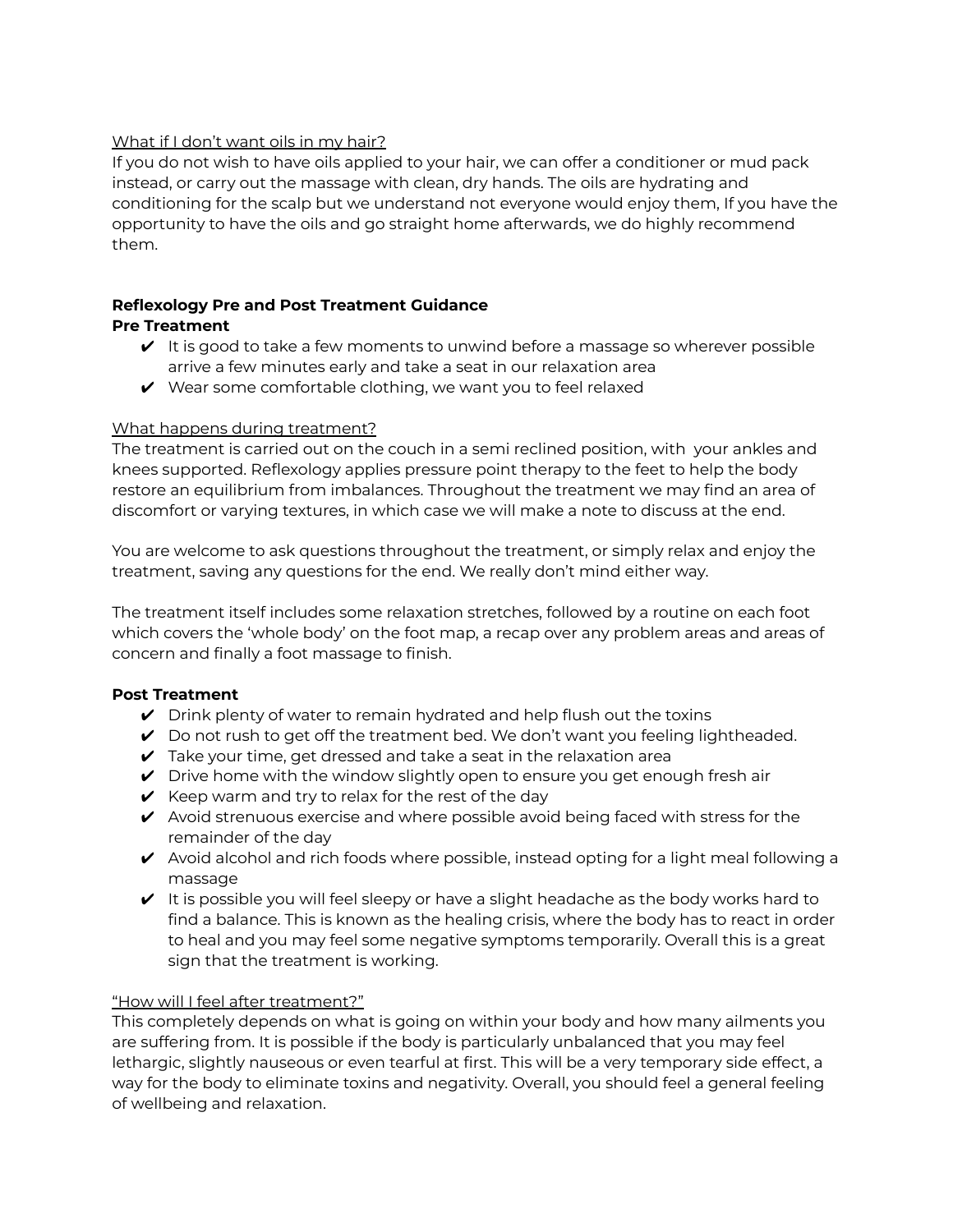<u>What if I don't want oils in my hair?</u>

If you do not wish to have oils applied to your hair, we can offer a conditioner or mud pack instead, or carry out the massage with clean, dry hands. The oils are hydrating and conditioning for the scalp but we understand not everyone would enjoy them, If you have the opportunity to have the oils and go straight home afterwards, we do highly recommend them.

**Reflexology Pre and Post Treatment Guidance**

**Pre Treatment**

- ✔ It is good to take a few moments to unwind before a massage so wherever possible arrive a few minutes early and take a seat in our relaxation area
- ✔ Wear some comfortable clothing, we want you to feel relaxed

<u>What happens during treatment?</u>

The treatment is carried out on the couch in a semi reclined position, with your ankles and knees supported. Reflexology applies pressure point therapy to the feet to help the body restore an equilibrium from imbalances. Throughout the treatment we may find an area of discomfort or varying textures, in which case we will make a note to discuss at the end.

You are welcome to ask questions throughout the treatment, or simply relax and enjoy the treatment, saving any questions for the end. We really don't mind either way.

The treatment itself includes some relaxation stretches, followed by a routine on each foot which covers the 'whole body' on the foot map, a recap over any problem areas and areas of concern and finally a foot massage to finish.

**Post Treatment**

- ✔ Drink plenty of water to remain hydrated and help flush out the toxins
- ✔ Do not rush to get off the treatment bed. We don't want you feeling lightheaded.
- ✔ Take your time, get dressed and take a seat in the relaxation area
- ✔ Drive home with the window slightly open to ensure you get enough fresh air
- ✔ Keep warm and try to relax for the rest of the day
- ✔ Avoid strenuous exercise and where possible avoid being faced with stress for the remainder of the day
- ✔ Avoid alcohol and rich foods where possible, instead opting for a light meal following a massage
- ✔ It is possible you will feel sleepy or have a slight headache as the body works hard to find a balance. This is known as the healing crisis, where the body has to react in order to heal and you may feel some negative symptoms temporarily. Overall this is a great sign that the treatment is working.

<u>"How will I feel after treatment?"</u>

This completely depends on what is going on within your body and how many ailments you are suffering from. It is possible if the body is particularly unbalanced that you may feel lethargic, slightly nauseous or even tearful at first. This will be a very temporary side effect, a way for the body to eliminate toxins and negativity. Overall, you should feel a general feeling of wellbeing and relaxation.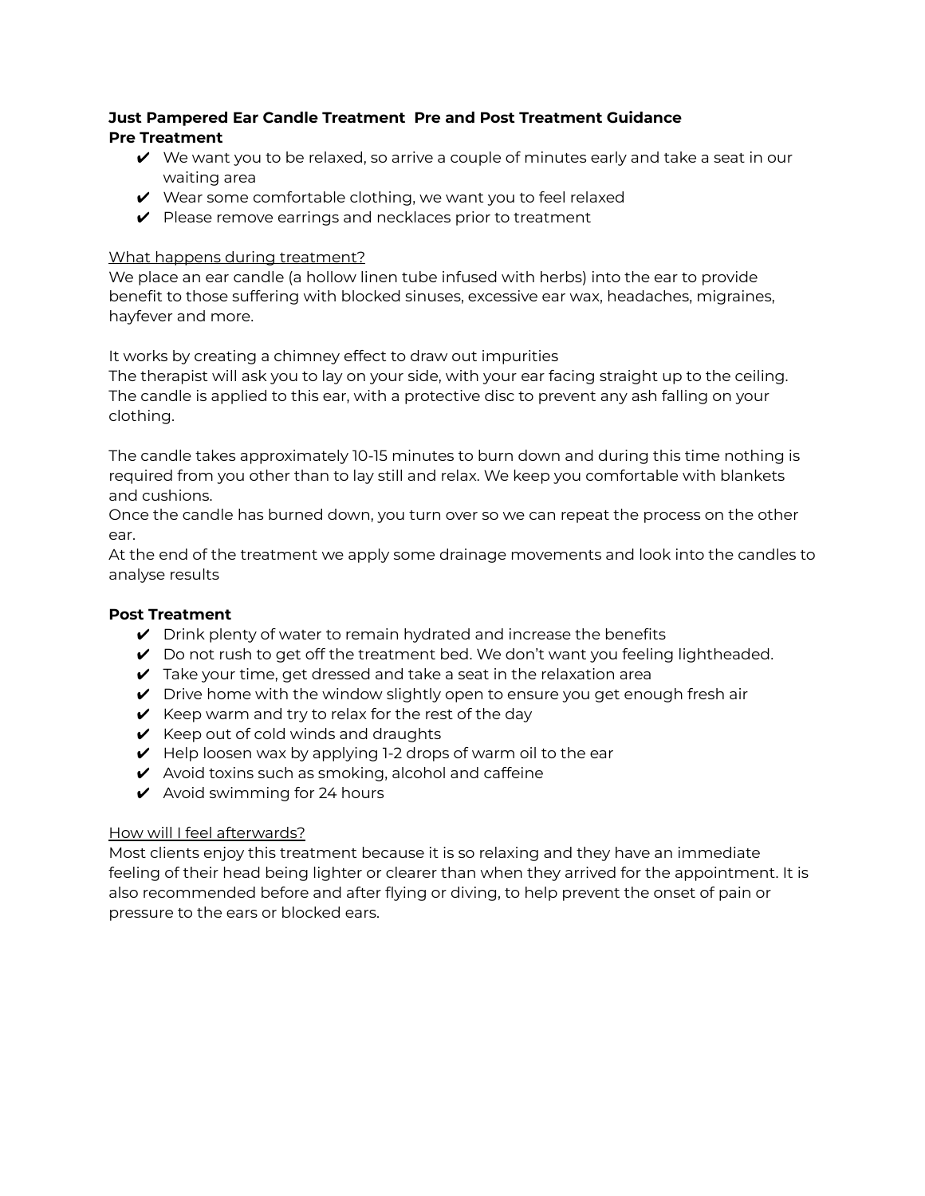**Just Pampered Ear Candle Treatment  Pre and Post Treatment Guidance**
**Pre Treatment**

- ✔ We want you to be relaxed, so arrive a couple of minutes early and take a seat in our waiting area
- ✔ Wear some comfortable clothing, we want you to feel relaxed
- ✔ Please remove earrings and necklaces prior to treatment

<u>What happens during treatment?</u>
We place an ear candle (a hollow linen tube infused with herbs) into the ear to provide benefit to those suffering with blocked sinuses, excessive ear wax, headaches, migraines, hayfever and more.

It works by creating a chimney effect to draw out impurities
The therapist will ask you to lay on your side, with your ear facing straight up to the ceiling. The candle is applied to this ear, with a protective disc to prevent any ash falling on your clothing.

The candle takes approximately 10-15 minutes to burn down and during this time nothing is required from you other than to lay still and relax. We keep you comfortable with blankets and cushions.
Once the candle has burned down, you turn over so we can repeat the process on the other ear.
At the end of the treatment we apply some drainage movements and look into the candles to analyse results

**Post Treatment**

- ✔ Drink plenty of water to remain hydrated and increase the benefits
- ✔ Do not rush to get off the treatment bed. We don't want you feeling lightheaded.
- ✔ Take your time, get dressed and take a seat in the relaxation area
- ✔ Drive home with the window slightly open to ensure you get enough fresh air
- ✔ Keep warm and try to relax for the rest of the day
- ✔ Keep out of cold winds and draughts
- ✔ Help loosen wax by applying 1-2 drops of warm oil to the ear
- ✔ Avoid toxins such as smoking, alcohol and caffeine
- ✔ Avoid swimming for 24 hours

<u>How will I feel afterwards?</u>
Most clients enjoy this treatment because it is so relaxing and they have an immediate feeling of their head being lighter or clearer than when they arrived for the appointment. It is also recommended before and after flying or diving, to help prevent the onset of pain or pressure to the ears or blocked ears.